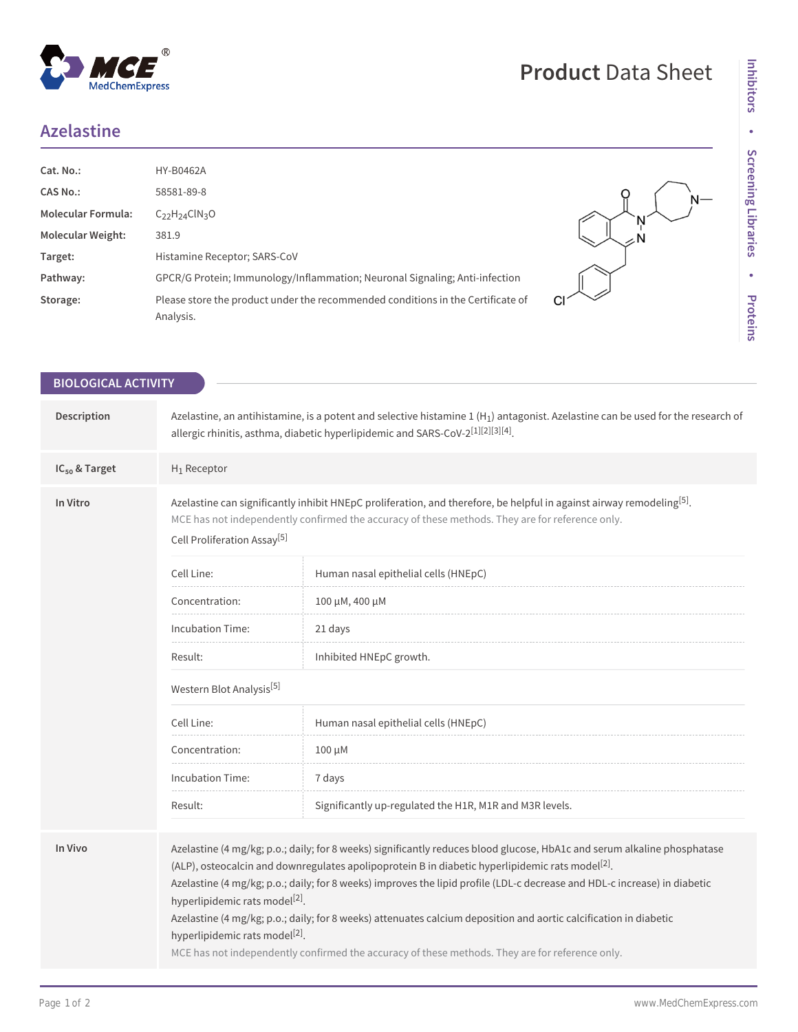# Azelastine

| | |
|---|---|
| **Cat. No.:** | HY-B0462A |
| **CAS No.:** | 58581-89-8 |
| **Molecular Formula:** | $C_{22}H_{24}ClN_3O$ |
| **Molecular Weight:** | 381.9 |
| **Target:** | Histamine Receptor; SARS-CoV |
| **Pathway:** | GPCR/G Protein; Immunology/Inflammation; Neuronal Signaling; Anti-infection |
| **Storage:** | Please store the product under the recommended conditions in the Certificate of Analysis. |

## BIOLOGICAL ACTIVITY

**Description**

Azelastine, an antihistamine, is a potent and selective histamine 1 ($H_1$) antagonist. Azelastine can be used for the research of allergic rhinitis, asthma, diabetic hyperlipidemic and SARS-CoV-2[1][2][3][4].

**$IC_{50}$ & Target**

$H_1$ Receptor

**In Vitro**

Azelastine can significantly inhibit HNEpC proliferation, and therefore, be helpful in against airway remodeling[5].

MCE has not independently confirmed the accuracy of these methods. They are for reference only.

Cell Proliferation Assay[5]

| | |
|---|---|
| Cell Line: | Human nasal epithelial cells (HNEpC) |
| Concentration: | 100 μM, 400 μM |
| Incubation Time: | 21 days |
| Result: | Inhibited HNEpC growth. |

Western Blot Analysis[5]

| | |
|---|---|
| Cell Line: | Human nasal epithelial cells (HNEpC) |
| Concentration: | 100 μM |
| Incubation Time: | 7 days |
| Result: | Significantly up-regulated the H1R, M1R and M3R levels. |

**In Vivo**

Azelastine (4 mg/kg; p.o.; daily; for 8 weeks) significantly reduces blood glucose, HbA1c and serum alkaline phosphatase (ALP), osteocalcin and downregulates apolipoprotein B in diabetic hyperlipidemic rats model[2].

Azelastine (4 mg/kg; p.o.; daily; for 8 weeks) improves the lipid profile (LDL-c decrease and HDL-c increase) in diabetic hyperlipidemic rats model[2].

Azelastine (4 mg/kg; p.o.; daily; for 8 weeks) attenuates calcium deposition and aortic calcification in diabetic hyperlipidemic rats model[2].

MCE has not independently confirmed the accuracy of these methods. They are for reference only.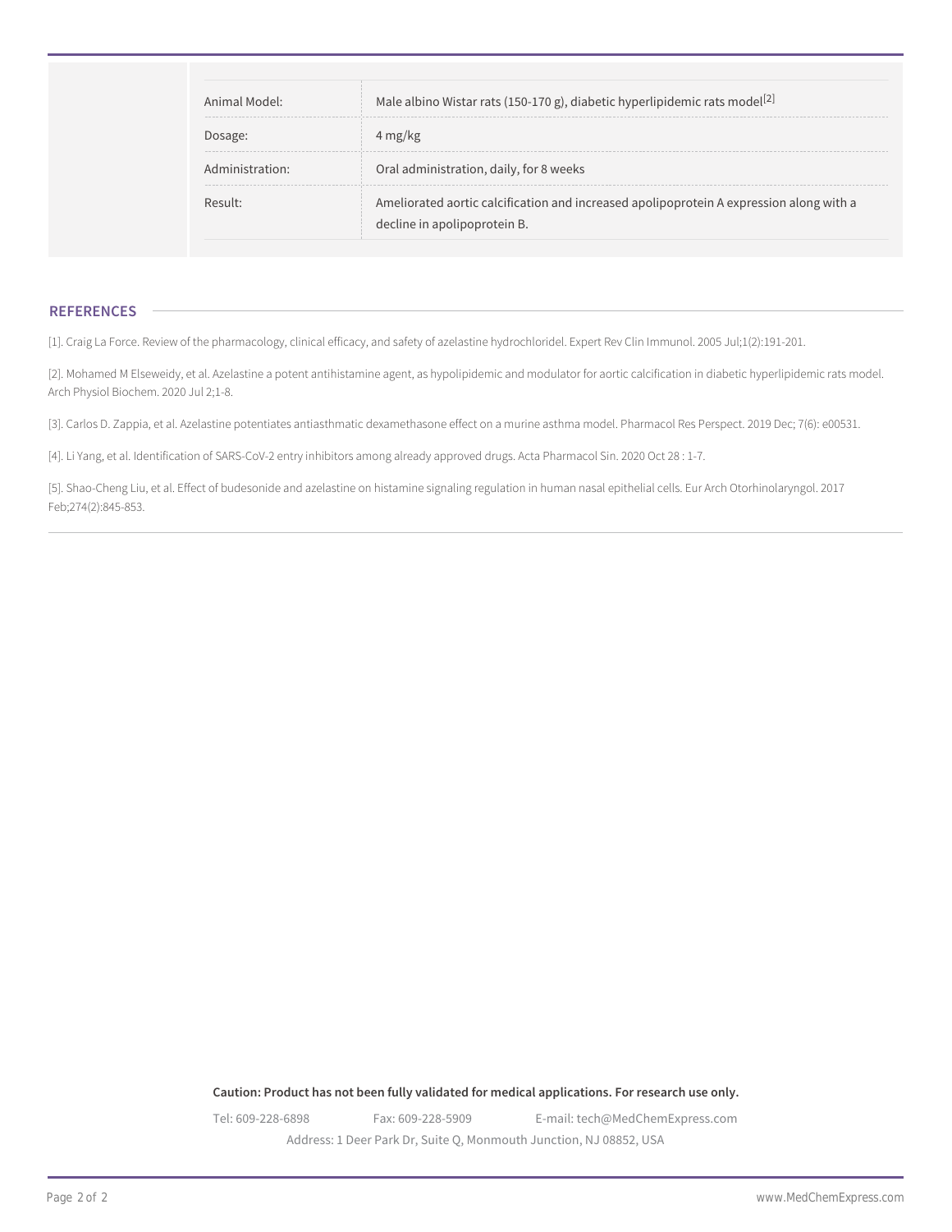| | |
|---|---|
| Animal Model: | Male albino Wistar rats (150-170 g), diabetic hyperlipidemic rats model[2] |
| Dosage: | 4 mg/kg |
| Administration: | Oral administration, daily, for 8 weeks |
| Result: | Ameliorated aortic calcification and increased apolipoprotein A expression along with a decline in apolipoprotein B. |

## REFERENCES

[1]. Craig La Force. Review of the pharmacology, clinical efficacy, and safety of azelastine hydrochloridel. Expert Rev Clin Immunol. 2005 Jul;1(2):191-201.

[2]. Mohamed M Elseweidy, et al. Azelastine a potent antihistamine agent, as hypolipidemic and modulator for aortic calcification in diabetic hyperlipidemic rats model. Arch Physiol Biochem. 2020 Jul 2;1-8.

[3]. Carlos D. Zappia, et al. Azelastine potentiates antiasthmatic dexamethasone effect on a murine asthma model. Pharmacol Res Perspect. 2019 Dec; 7(6): e00531.

[4]. Li Yang, et al. Identification of SARS-CoV-2 entry inhibitors among already approved drugs. Acta Pharmacol Sin. 2020 Oct 28 : 1-7.

[5]. Shao-Cheng Liu, et al. Effect of budesonide and azelastine on histamine signaling regulation in human nasal epithelial cells. Eur Arch Otorhinolaryngol. 2017 Feb;274(2):845-853.

**Caution: Product has not been fully validated for medical applications. For research use only.**

Tel: 609-228-6898 Fax: 609-228-5909 E-mail: tech@MedChemExpress.com

Address: 1 Deer Park Dr, Suite Q, Monmouth Junction, NJ 08852, USA